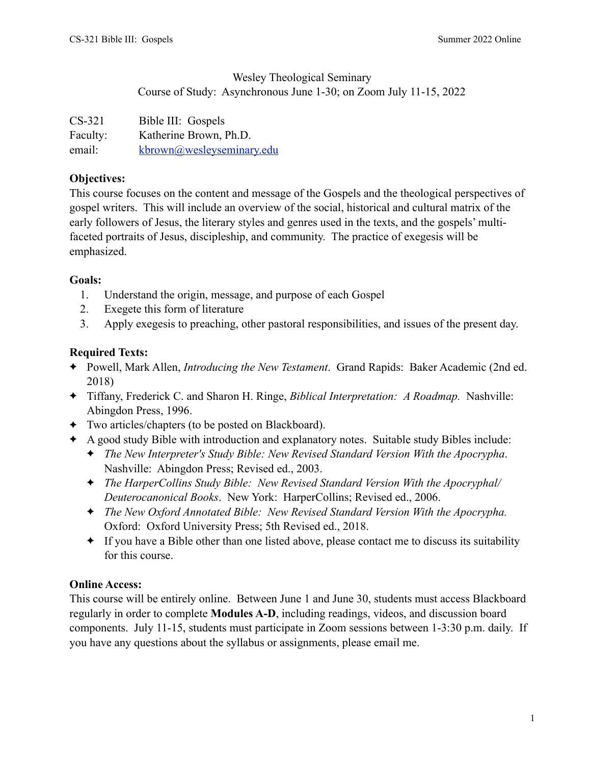Wesley Theological Seminary
Course of Study: Asynchronous June 1-30; on Zoom July 11-15, 2022

| | |
|---|---|
| CS-321 | Bible III: Gospels |
| Faculty: | Katherine Brown, Ph.D. |
| email: | kbrown@wesleyseminary.edu |

**Objectives:**
This course focuses on the content and message of the Gospels and the theological perspectives of gospel writers. This will include an overview of the social, historical and cultural matrix of the early followers of Jesus, the literary styles and genres used in the texts, and the gospels' multi-faceted portraits of Jesus, discipleship, and community. The practice of exegesis will be emphasized.

**Goals:**

1. Understand the origin, message, and purpose of each Gospel
2. Exegete this form of literature
3. Apply exegesis to preaching, other pastoral responsibilities, and issues of the present day.

**Required Texts:**

- Powell, Mark Allen, *Introducing the New Testament*. Grand Rapids: Baker Academic (2nd ed. 2018)
- Tiffany, Frederick C. and Sharon H. Ringe, *Biblical Interpretation: A Roadmap.* Nashville: Abingdon Press, 1996.
- Two articles/chapters (to be posted on Blackboard).
- A good study Bible with introduction and explanatory notes. Suitable study Bibles include:
  - *The New Interpreter's Study Bible: New Revised Standard Version With the Apocrypha*. Nashville: Abingdon Press; Revised ed., 2003.
  - *The HarperCollins Study Bible: New Revised Standard Version With the Apocryphal/Deuterocanonical Books*. New York: HarperCollins; Revised ed., 2006.
  - *The New Oxford Annotated Bible: New Revised Standard Version With the Apocrypha.* Oxford: Oxford University Press; 5th Revised ed., 2018.
  - If you have a Bible other than one listed above, please contact me to discuss its suitability for this course.

**Online Access:**
This course will be entirely online. Between June 1 and June 30, students must access Blackboard regularly in order to complete **Modules A-D**, including readings, videos, and discussion board components. July 11-15, students must participate in Zoom sessions between 1-3:30 p.m. daily. If you have any questions about the syllabus or assignments, please email me.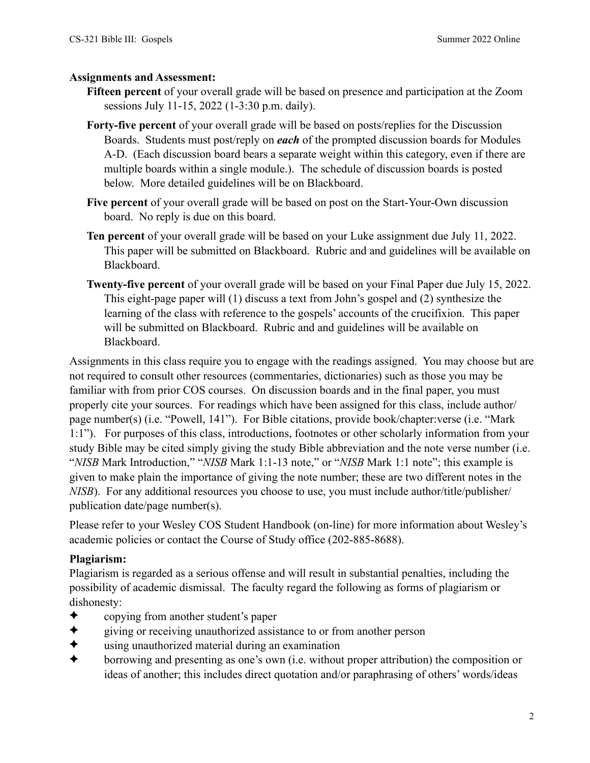**Assignments and Assessment:**

**Fifteen percent** of your overall grade will be based on presence and participation at the Zoom sessions July 11-15, 2022 (1-3:30 p.m. daily).

**Forty-five percent** of your overall grade will be based on posts/replies for the Discussion Boards. Students must post/reply on ***each*** of the prompted discussion boards for Modules A-D. (Each discussion board bears a separate weight within this category, even if there are multiple boards within a single module.). The schedule of discussion boards is posted below. More detailed guidelines will be on Blackboard.

**Five percent** of your overall grade will be based on post on the Start-Your-Own discussion board. No reply is due on this board.

**Ten percent** of your overall grade will be based on your Luke assignment due July 11, 2022. This paper will be submitted on Blackboard. Rubric and and guidelines will be available on Blackboard.

**Twenty-five percent** of your overall grade will be based on your Final Paper due July 15, 2022. This eight-page paper will (1) discuss a text from John's gospel and (2) synthesize the learning of the class with reference to the gospels' accounts of the crucifixion. This paper will be submitted on Blackboard. Rubric and and guidelines will be available on Blackboard.

Assignments in this class require you to engage with the readings assigned. You may choose but are not required to consult other resources (commentaries, dictionaries) such as those you may be familiar with from prior COS courses. On discussion boards and in the final paper, you must properly cite your sources. For readings which have been assigned for this class, include author/ page number(s) (i.e. "Powell, 141"). For Bible citations, provide book/chapter:verse (i.e. "Mark 1:1"). For purposes of this class, introductions, footnotes or other scholarly information from your study Bible may be cited simply giving the study Bible abbreviation and the note verse number (i.e. "*NISB* Mark Introduction," "*NISB* Mark 1:1-13 note," or "*NISB* Mark 1:1 note"; this example is given to make plain the importance of giving the note number; these are two different notes in the *NISB*). For any additional resources you choose to use, you must include author/title/publisher/ publication date/page number(s).

Please refer to your Wesley COS Student Handbook (on-line) for more information about Wesley's academic policies or contact the Course of Study office (202-885-8688).

**Plagiarism:**

Plagiarism is regarded as a serious offense and will result in substantial penalties, including the possibility of academic dismissal. The faculty regard the following as forms of plagiarism or dishonesty:

- copying from another student's paper
- giving or receiving unauthorized assistance to or from another person
- using unauthorized material during an examination
- borrowing and presenting as one's own (i.e. without proper attribution) the composition or ideas of another; this includes direct quotation and/or paraphrasing of others' words/ideas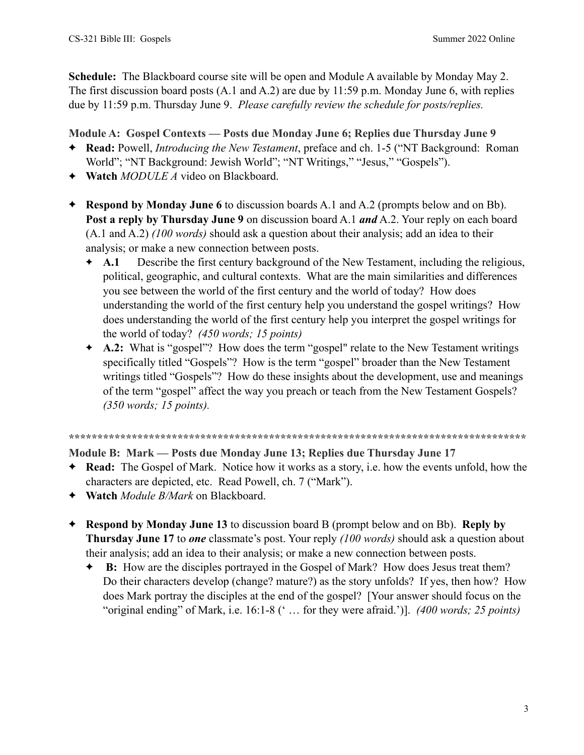**Schedule:** The Blackboard course site will be open and Module A available by Monday May 2. The first discussion board posts (A.1 and A.2) are due by 11:59 p.m. Monday June 6, with replies due by 11:59 p.m. Thursday June 9. *Please carefully review the schedule for posts/replies.*

### Module A: Gospel Contexts — Posts due Monday June 6; Replies due Thursday June 9

- **Read:** Powell, *Introducing the New Testament*, preface and ch. 1-5 ("NT Background: Roman World"; "NT Background: Jewish World"; "NT Writings," "Jesus," "Gospels").
- **Watch** *MODULE A* video on Blackboard.

- **Respond by Monday June 6** to discussion boards A.1 and A.2 (prompts below and on Bb). **Post a reply by Thursday June 9** on discussion board A.1 ***and*** A.2. Your reply on each board (A.1 and A.2) *(100 words)* should ask a question about their analysis; add an idea to their analysis; or make a new connection between posts.
  - **A.1** Describe the first century background of the New Testament, including the religious, political, geographic, and cultural contexts. What are the main similarities and differences you see between the world of the first century and the world of today? How does understanding the world of the first century help you understand the gospel writings? How does understanding the world of the first century help you interpret the gospel writings for the world of today? *(450 words; 15 points)*
  - **A.2:** What is "gospel"? How does the term "gospel" relate to the New Testament writings specifically titled "Gospels"? How is the term "gospel" broader than the New Testament writings titled "Gospels"? How do these insights about the development, use and meanings of the term "gospel" affect the way you preach or teach from the New Testament Gospels? *(350 words; 15 points).*

*********************************************************************************

### Module B: Mark — Posts due Monday June 13; Replies due Thursday June 17

- **Read:** The Gospel of Mark. Notice how it works as a story, i.e. how the events unfold, how the characters are depicted, etc. Read Powell, ch. 7 ("Mark").
- **Watch** *Module B/Mark* on Blackboard.

- **Respond by Monday June 13** to discussion board B (prompt below and on Bb). **Reply by Thursday June 17** to ***one*** classmate's post. Your reply *(100 words)* should ask a question about their analysis; add an idea to their analysis; or make a new connection between posts.
  - **B:** How are the disciples portrayed in the Gospel of Mark? How does Jesus treat them? Do their characters develop (change? mature?) as the story unfolds? If yes, then how? How does Mark portray the disciples at the end of the gospel? [Your answer should focus on the "original ending" of Mark, i.e. 16:1-8 (' … for they were afraid.')]. *(400 words; 25 points)*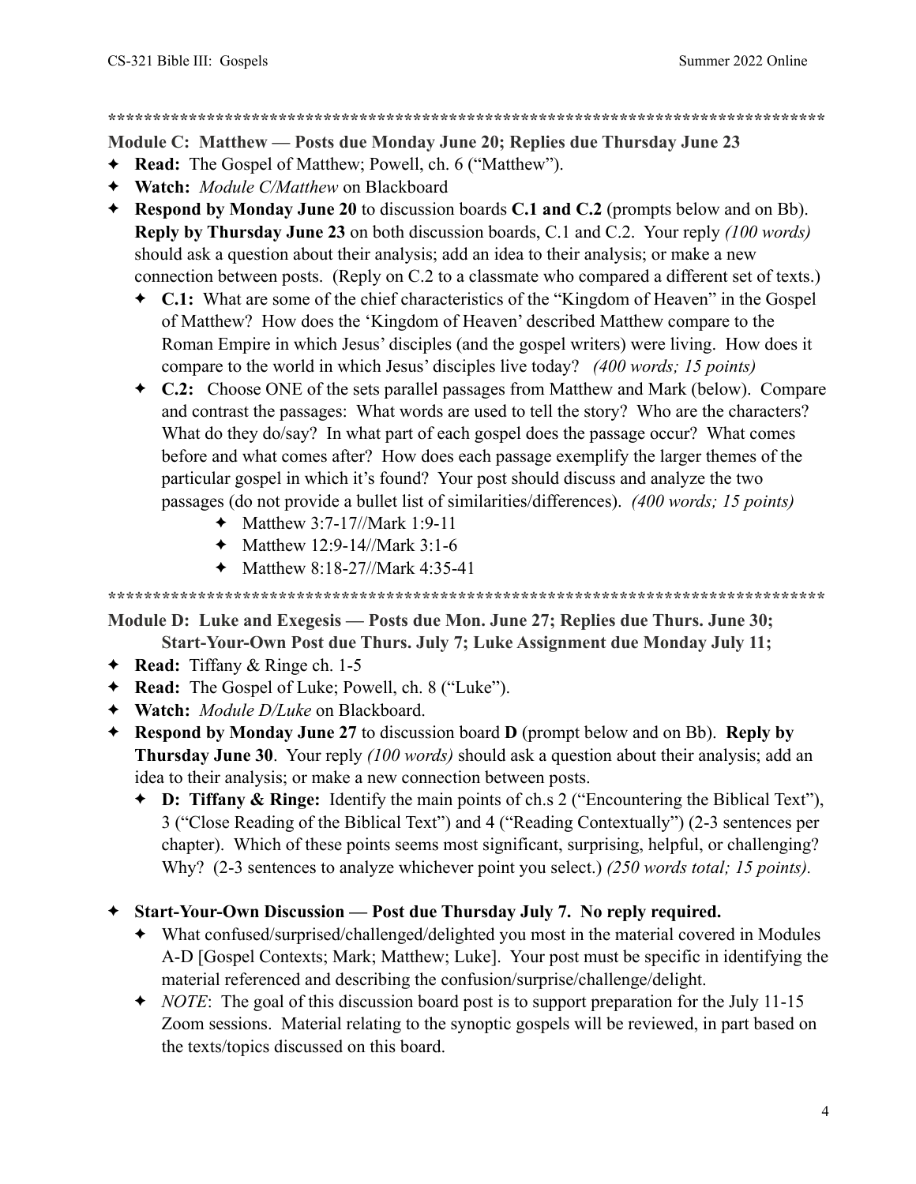***********************************************************************************

**Module C: Matthew — Posts due Monday June 20; Replies due Thursday June 23**

- **Read:** The Gospel of Matthew; Powell, ch. 6 ("Matthew").
- **Watch:** *Module C/Matthew* on Blackboard
- **Respond by Monday June 20** to discussion boards **C.1 and C.2** (prompts below and on Bb). **Reply by Thursday June 23** on both discussion boards, C.1 and C.2. Your reply *(100 words)* should ask a question about their analysis; add an idea to their analysis; or make a new connection between posts. (Reply on C.2 to a classmate who compared a different set of texts.)
  - **C.1:** What are some of the chief characteristics of the "Kingdom of Heaven" in the Gospel of Matthew? How does the 'Kingdom of Heaven' described Matthew compare to the Roman Empire in which Jesus' disciples (and the gospel writers) were living. How does it compare to the world in which Jesus' disciples live today? *(400 words; 15 points)*
  - **C.2:** Choose ONE of the sets parallel passages from Matthew and Mark (below). Compare and contrast the passages: What words are used to tell the story? Who are the characters? What do they do/say? In what part of each gospel does the passage occur? What comes before and what comes after? How does each passage exemplify the larger themes of the particular gospel in which it's found? Your post should discuss and analyze the two passages (do not provide a bullet list of similarities/differences). *(400 words; 15 points)*
    - Matthew 3:7-17//Mark 1:9-11
    - Matthew 12:9-14//Mark 3:1-6
    - Matthew 8:18-27//Mark 4:35-41

***********************************************************************************

**Module D: Luke and Exegesis — Posts due Mon. June 27; Replies due Thurs. June 30; Start-Your-Own Post due Thurs. July 7; Luke Assignment due Monday July 11;**

- **Read:** Tiffany & Ringe ch. 1-5
- **Read:** The Gospel of Luke; Powell, ch. 8 ("Luke").
- **Watch:** *Module D/Luke* on Blackboard.
- **Respond by Monday June 27** to discussion board **D** (prompt below and on Bb). **Reply by Thursday June 30**. Your reply *(100 words)* should ask a question about their analysis; add an idea to their analysis; or make a new connection between posts.
  - **D: Tiffany & Ringe:** Identify the main points of ch.s 2 ("Encountering the Biblical Text"), 3 ("Close Reading of the Biblical Text") and 4 ("Reading Contextually") (2-3 sentences per chapter). Which of these points seems most significant, surprising, helpful, or challenging? Why? (2-3 sentences to analyze whichever point you select.) *(250 words total; 15 points).*

- **Start-Your-Own Discussion — Post due Thursday July 7. No reply required.**
  - What confused/surprised/challenged/delighted you most in the material covered in Modules A-D [Gospel Contexts; Mark; Matthew; Luke]. Your post must be specific in identifying the material referenced and describing the confusion/surprise/challenge/delight.
  - *NOTE*: The goal of this discussion board post is to support preparation for the July 11-15 Zoom sessions. Material relating to the synoptic gospels will be reviewed, in part based on the texts/topics discussed on this board.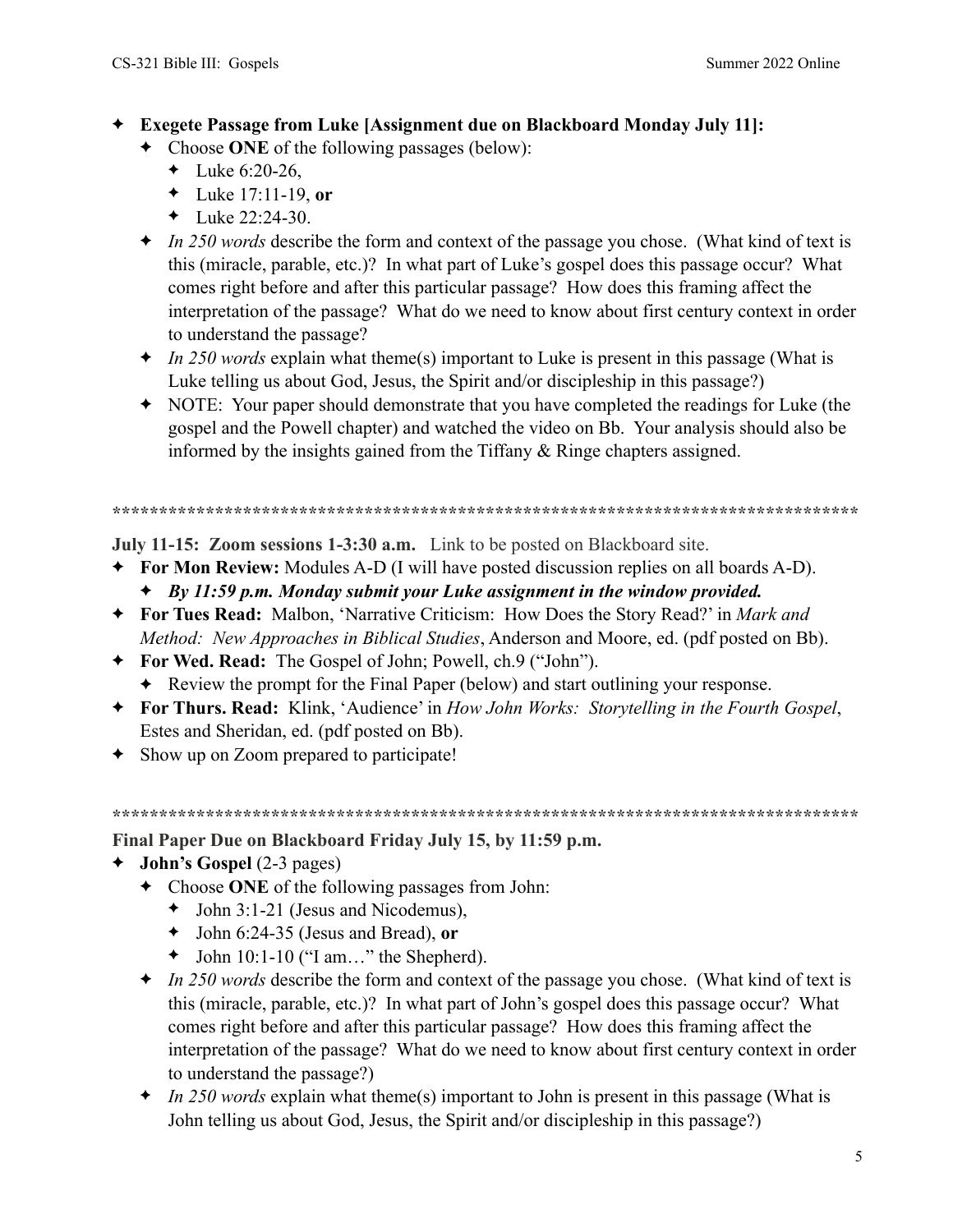- **Exegete Passage from Luke [Assignment due on Blackboard Monday July 11]:**
  - Choose **ONE** of the following passages (below):
    - Luke 6:20-26,
    - Luke 17:11-19, **or**
    - Luke 22:24-30.
  - *In 250 words* describe the form and context of the passage you chose. (What kind of text is this (miracle, parable, etc.)? In what part of Luke's gospel does this passage occur? What comes right before and after this particular passage? How does this framing affect the interpretation of the passage? What do we need to know about first century context in order to understand the passage?
  - *In 250 words* explain what theme(s) important to Luke is present in this passage (What is Luke telling us about God, Jesus, the Spirit and/or discipleship in this passage?)
  - NOTE: Your paper should demonstrate that you have completed the readings for Luke (the gospel and the Powell chapter) and watched the video on Bb. Your analysis should also be informed by the insights gained from the Tiffany & Ringe chapters assigned.

**********************************************************************************

**July 11-15: Zoom sessions 1-3:30 a.m.** Link to be posted on Blackboard site.

- **For Mon Review:** Modules A-D (I will have posted discussion replies on all boards A-D).
  - ***By 11:59 p.m. Monday submit your Luke assignment in the window provided.***
- **For Tues Read:** Malbon, 'Narrative Criticism: How Does the Story Read?' in *Mark and Method: New Approaches in Biblical Studies*, Anderson and Moore, ed. (pdf posted on Bb).
- **For Wed. Read:** The Gospel of John; Powell, ch.9 ("John").
  - Review the prompt for the Final Paper (below) and start outlining your response.
- **For Thurs. Read:** Klink, 'Audience' in *How John Works: Storytelling in the Fourth Gospel*, Estes and Sheridan, ed. (pdf posted on Bb).
- Show up on Zoom prepared to participate!

**********************************************************************************

**Final Paper Due on Blackboard Friday July 15, by 11:59 p.m.**

- **John's Gospel** (2-3 pages)
  - Choose **ONE** of the following passages from John:
    - John 3:1-21 (Jesus and Nicodemus),
    - John 6:24-35 (Jesus and Bread), **or**
    - John 10:1-10 ("I am…" the Shepherd).
  - *In 250 words* describe the form and context of the passage you chose. (What kind of text is this (miracle, parable, etc.)? In what part of John's gospel does this passage occur? What comes right before and after this particular passage? How does this framing affect the interpretation of the passage? What do we need to know about first century context in order to understand the passage?)
  - *In 250 words* explain what theme(s) important to John is present in this passage (What is John telling us about God, Jesus, the Spirit and/or discipleship in this passage?)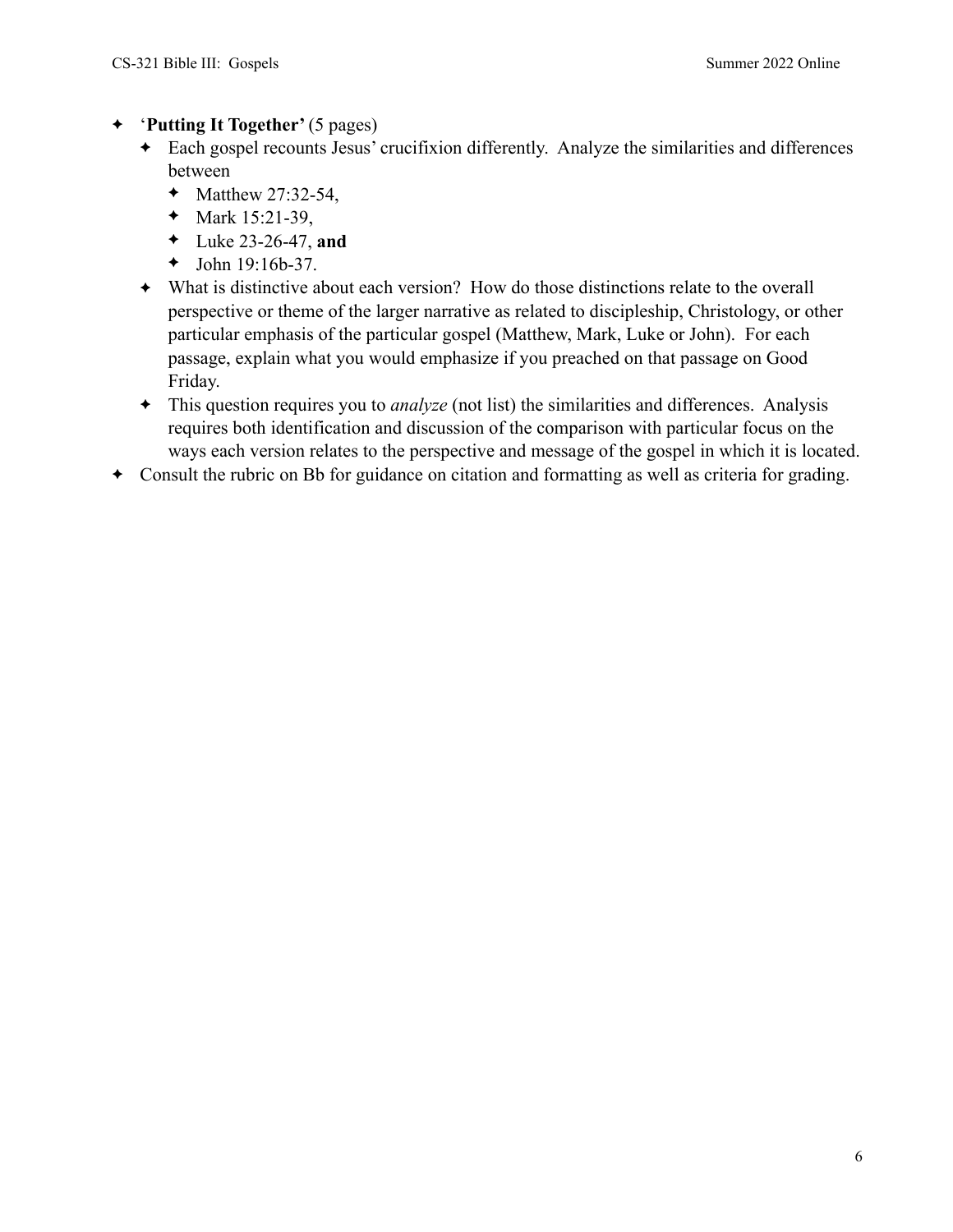- '**Putting It Together'** (5 pages)
  - Each gospel recounts Jesus' crucifixion differently. Analyze the similarities and differences between
    - Matthew 27:32-54,
    - Mark 15:21-39,
    - Luke 23-26-47, **and**
    - John 19:16b-37.
  - What is distinctive about each version? How do those distinctions relate to the overall perspective or theme of the larger narrative as related to discipleship, Christology, or other particular emphasis of the particular gospel (Matthew, Mark, Luke or John). For each passage, explain what you would emphasize if you preached on that passage on Good Friday.
  - This question requires you to *analyze* (not list) the similarities and differences. Analysis requires both identification and discussion of the comparison with particular focus on the ways each version relates to the perspective and message of the gospel in which it is located.
- Consult the rubric on Bb for guidance on citation and formatting as well as criteria for grading.